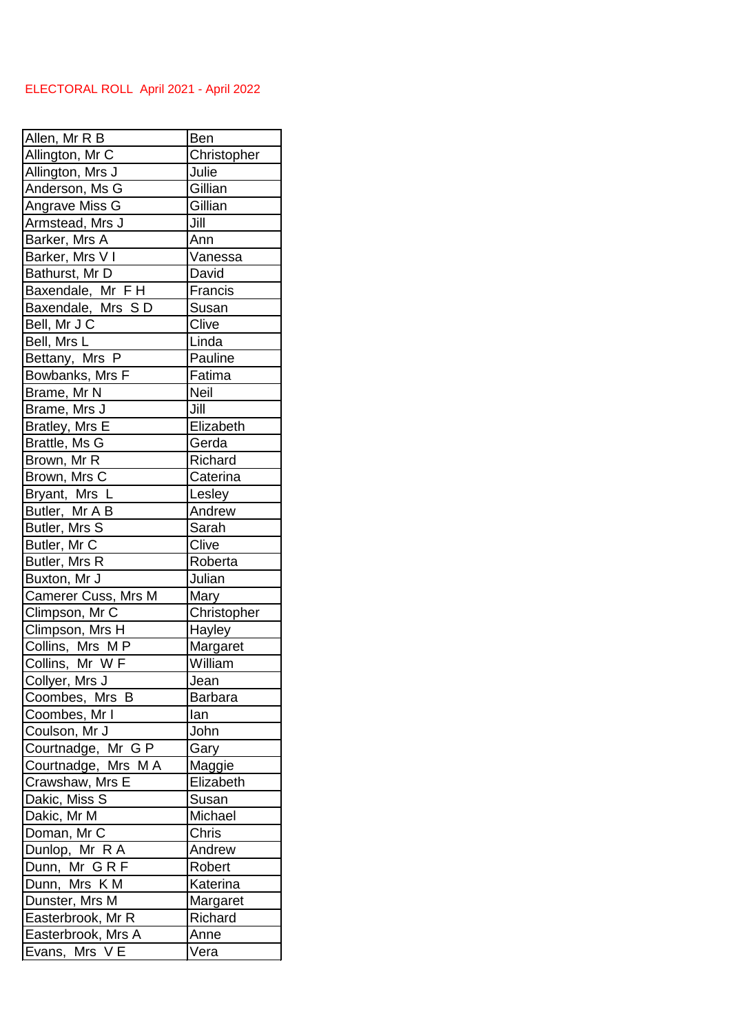ELECTORAL ROLL  April 2021 - April 2022

| Allen, Mr R B | Ben |
|---|---|
| Allington, Mr C | Christopher |
| Allington, Mrs J | Julie |
| Anderson, Ms G | Gillian |
| Angrave Miss G | Gillian |
| Armstead, Mrs J | Jill |
| Barker, Mrs A | Ann |
| Barker, Mrs V I | Vanessa |
| Bathurst, Mr D | David |
| Baxendale,  Mr  F H | Francis |
| Baxendale,  Mrs  S D | Susan |
| Bell, Mr J C | Clive |
| Bell, Mrs L | Linda |
| Bettany,  Mrs  P | Pauline |
| Bowbanks, Mrs F | Fatima |
| Brame, Mr N | Neil |
| Brame, Mrs J | Jill |
| Bratley, Mrs E | Elizabeth |
| Brattle, Ms G | Gerda |
| Brown, Mr R | Richard |
| Brown, Mrs C | Caterina |
| Bryant,  Mrs  L | Lesley |
| Butler,  Mr A B | Andrew |
| Butler, Mrs S | Sarah |
| Butler, Mr C | Clive |
| Butler, Mrs R | Roberta |
| Buxton, Mr J | Julian |
| Camerer Cuss, Mrs M | Mary |
| Climpson, Mr C | Christopher |
| Climpson, Mrs H | Hayley |
| Collins,  Mrs  M P | Margaret |
| Collins,  Mr  W F | William |
| Collyer, Mrs J | Jean |
| Coombes,  Mrs  B | Barbara |
| Coombes, Mr I | Ian |
| Coulson, Mr J | John |
| Courtnadge,  Mr  G P | Gary |
| Courtnadge,  Mrs  M A | Maggie |
| Crawshaw, Mrs E | Elizabeth |
| Dakic, Miss S | Susan |
| Dakic, Mr M | Michael |
| Doman, Mr C | Chris |
| Dunlop,  Mr  R A | Andrew |
| Dunn,  Mr  G R F | Robert |
| Dunn,  Mrs  K M | Katerina |
| Dunster, Mrs M | Margaret |
| Easterbrook, Mr R | Richard |
| Easterbrook, Mrs A | Anne |
| Evans,  Mrs  V E | Vera |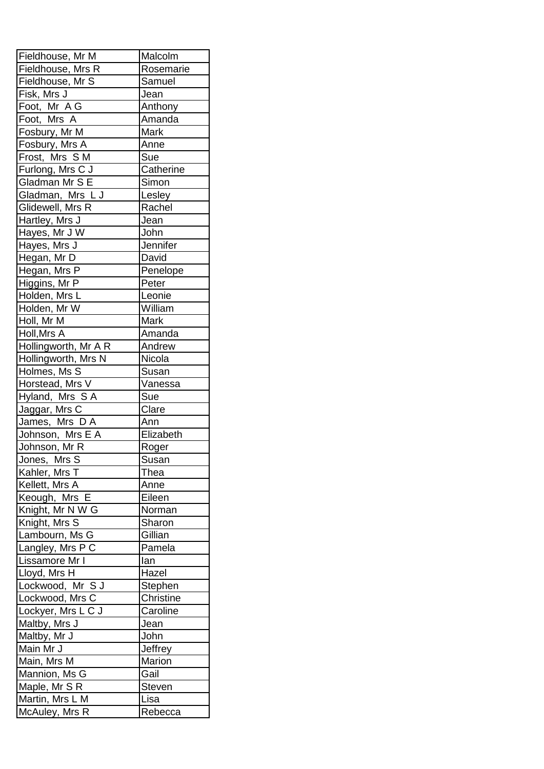| Fieldhouse, Mr M | Malcolm |
|---|---|
| Fieldhouse, Mrs R | Rosemarie |
| Fieldhouse, Mr S | Samuel |
| Fisk, Mrs J | Jean |
| Foot,  Mr  A G | Anthony |
| Foot,  Mrs  A | Amanda |
| Fosbury, Mr M | Mark |
| Fosbury, Mrs A | Anne |
| Frost,  Mrs  S M | Sue |
| Furlong, Mrs C J | Catherine |
| Gladman Mr S E | Simon |
| Gladman,  Mrs  L J | Lesley |
| Glidewell, Mrs R | Rachel |
| Hartley, Mrs J | Jean |
| Hayes, Mr J W | John |
| Hayes, Mrs J | Jennifer |
| Hegan, Mr D | David |
| Hegan, Mrs P | Penelope |
| Higgins, Mr P | Peter |
| Holden, Mrs L | Leonie |
| Holden, Mr W | William |
| Holl, Mr M | Mark |
| Holl,Mrs A | Amanda |
| Hollingworth, Mr A R | Andrew |
| Hollingworth, Mrs N | Nicola |
| Holmes, Ms S | Susan |
| Horstead, Mrs V | Vanessa |
| Hyland,  Mrs  S A | Sue |
| Jaggar, Mrs C | Clare |
| James,  Mrs  D A | Ann |
| Johnson,  Mrs E A | Elizabeth |
| Johnson, Mr R | Roger |
| Jones,  Mrs S | Susan |
| Kahler, Mrs T | Thea |
| Kellett, Mrs A | Anne |
| Keough,  Mrs  E | Eileen |
| Knight, Mr N W G | Norman |
| Knight, Mrs S | Sharon |
| Lambourn, Ms G | Gillian |
| Langley, Mrs P C | Pamela |
| Lissamore Mr I | Ian |
| Lloyd, Mrs H | Hazel |
| Lockwood,  Mr  S J | Stephen |
| Lockwood, Mrs C | Christine |
| Lockyer, Mrs L C J | Caroline |
| Maltby, Mrs J | Jean |
| Maltby, Mr J | John |
| Main Mr J | Jeffrey |
| Main, Mrs M | Marion |
| Mannion, Ms G | Gail |
| Maple, Mr S R | Steven |
| Martin, Mrs L M | Lisa |
| McAuley, Mrs R | Rebecca |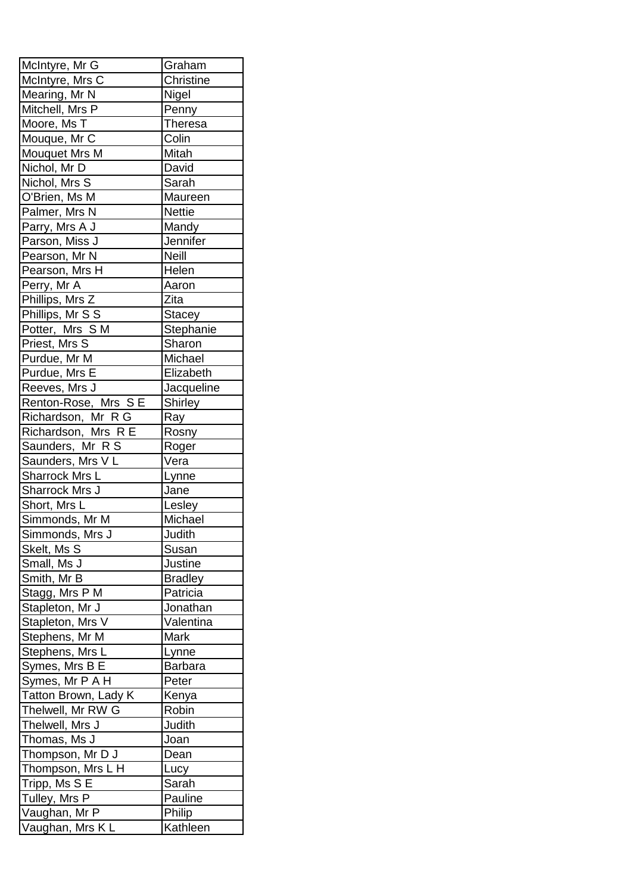| McIntyre, Mr G | Graham |
|---|---|
| McIntyre, Mrs C | Christine |
| Mearing, Mr N | Nigel |
| Mitchell, Mrs P | Penny |
| Moore, Ms T | Theresa |
| Mouque, Mr C | Colin |
| Mouquet Mrs M | Mitah |
| Nichol, Mr D | David |
| Nichol, Mrs S | Sarah |
| O'Brien, Ms M | Maureen |
| Palmer, Mrs N | Nettie |
| Parry, Mrs A J | Mandy |
| Parson, Miss J | Jennifer |
| Pearson, Mr N | Neill |
| Pearson, Mrs H | Helen |
| Perry, Mr A | Aaron |
| Phillips, Mrs Z | Zita |
| Phillips, Mr S S | Stacey |
| Potter, Mrs S M | Stephanie |
| Priest, Mrs S | Sharon |
| Purdue, Mr M | Michael |
| Purdue, Mrs E | Elizabeth |
| Reeves, Mrs J | Jacqueline |
| Renton-Rose, Mrs S E | Shirley |
| Richardson, Mr R G | Ray |
| Richardson, Mrs R E | Rosny |
| Saunders, Mr R S | Roger |
| Saunders, Mrs V L | Vera |
| Sharrock Mrs L | Lynne |
| Sharrock Mrs J | Jane |
| Short, Mrs L | Lesley |
| Simmonds, Mr M | Michael |
| Simmonds, Mrs J | Judith |
| Skelt, Ms S | Susan |
| Small, Ms J | Justine |
| Smith, Mr B | Bradley |
| Stagg, Mrs P M | Patricia |
| Stapleton, Mr J | Jonathan |
| Stapleton, Mrs V | Valentina |
| Stephens, Mr M | Mark |
| Stephens, Mrs L | Lynne |
| Symes, Mrs B E | Barbara |
| Symes, Mr P A H | Peter |
| Tatton Brown, Lady K | Kenya |
| Thelwell, Mr RW G | Robin |
| Thelwell, Mrs J | Judith |
| Thomas, Ms J | Joan |
| Thompson, Mr D J | Dean |
| Thompson, Mrs L H | Lucy |
| Tripp, Ms S E | Sarah |
| Tulley, Mrs P | Pauline |
| Vaughan, Mr P | Philip |
| Vaughan, Mrs K L | Kathleen |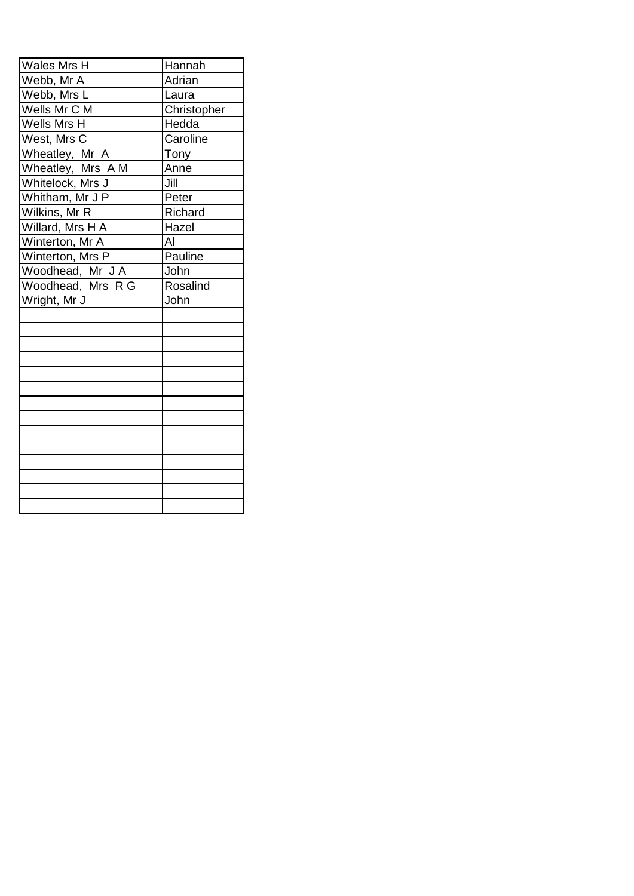| | |
|---|---|
| Wales Mrs H | Hannah |
| Webb, Mr A | Adrian |
| Webb, Mrs L | Laura |
| Wells Mr C M | Christopher |
| Wells Mrs H | Hedda |
| West, Mrs C | Caroline |
| Wheatley, Mr A | Tony |
| Wheatley, Mrs A M | Anne |
| Whitelock, Mrs J | Jill |
| Whitham, Mr J P | Peter |
| Wilkins, Mr R | Richard |
| Willard, Mrs H A | Hazel |
| Winterton, Mr A | Al |
| Winterton, Mrs P | Pauline |
| Woodhead, Mr J A | John |
| Woodhead, Mrs R G | Rosalind |
| Wright, Mr J | John |
| | |
| | |
| | |
| | |
| | |
| | |
| | |
| | |
| | |
| | |
| | |
| | |
| | |
| | |